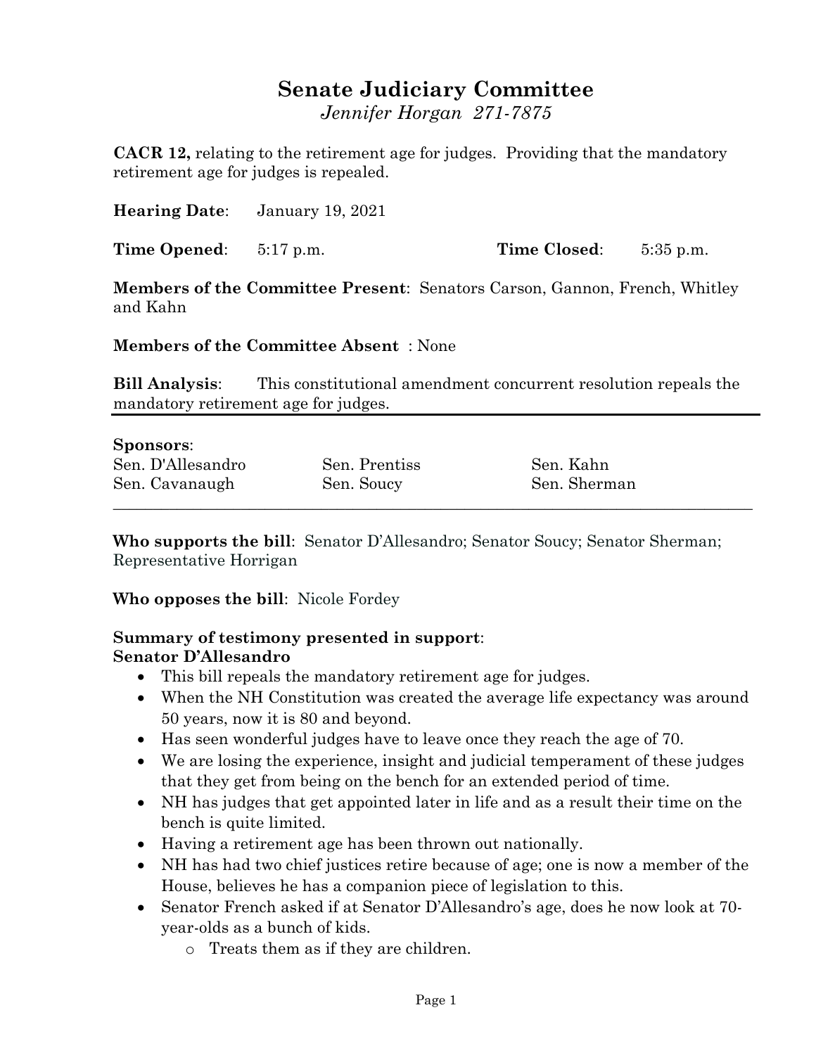# Senate Judiciary Committee

*Jennifer Horgan 271-7875*

**CACR 12,** relating to the retirement age for judges. Providing that the mandatory retirement age for judges is repealed.

**Hearing Date**: January 19, 2021

**Time Opened**: 5:17 p.m. **Time Closed**: 5:35 p.m.

**Members of the Committee Present**: Senators Carson, Gannon, French, Whitley and Kahn

**Members of the Committee Absent** : None

**Bill Analysis**: This constitutional amendment concurrent resolution repeals the mandatory retirement age for judges.

---

**Sponsors**:

| | | |
|---|---|---|
| Sen. D'Allesandro | Sen. Prentiss | Sen. Kahn |
| Sen. Cavanaugh | Sen. Soucy | Sen. Sherman |

---

**Who supports the bill**: Senator D'Allesandro; Senator Soucy; Senator Sherman; Representative Horrigan

**Who opposes the bill**: Nicole Fordey

**Summary of testimony presented in support**:

**Senator D'Allesandro**

- This bill repeals the mandatory retirement age for judges.
- When the NH Constitution was created the average life expectancy was around 50 years, now it is 80 and beyond.
- Has seen wonderful judges have to leave once they reach the age of 70.
- We are losing the experience, insight and judicial temperament of these judges that they get from being on the bench for an extended period of time.
- NH has judges that get appointed later in life and as a result their time on the bench is quite limited.
- Having a retirement age has been thrown out nationally.
- NH has had two chief justices retire because of age; one is now a member of the House, believes he has a companion piece of legislation to this.
- Senator French asked if at Senator D'Allesandro's age, does he now look at 70-year-olds as a bunch of kids.
  - Treats them as if they are children.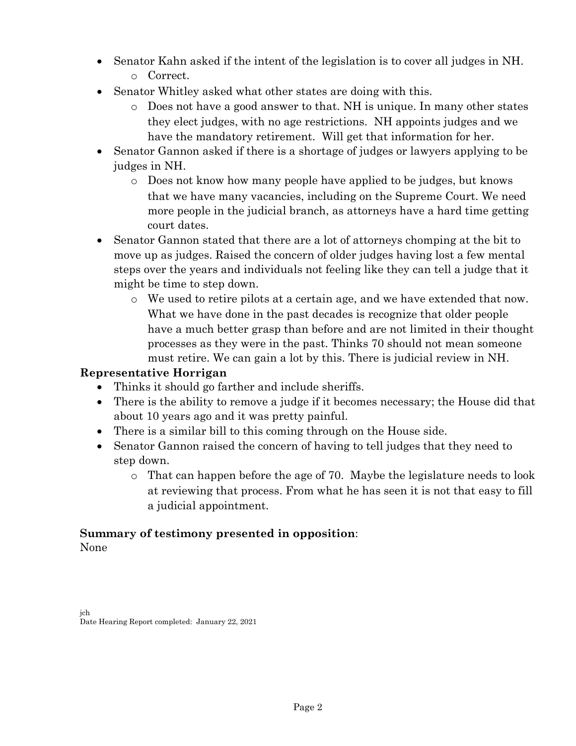- Senator Kahn asked if the intent of the legislation is to cover all judges in NH.
    - Correct.
- Senator Whitley asked what other states are doing with this.
    - Does not have a good answer to that. NH is unique. In many other states they elect judges, with no age restrictions. NH appoints judges and we have the mandatory retirement. Will get that information for her.
- Senator Gannon asked if there is a shortage of judges or lawyers applying to be judges in NH.
    - Does not know how many people have applied to be judges, but knows that we have many vacancies, including on the Supreme Court. We need more people in the judicial branch, as attorneys have a hard time getting court dates.
- Senator Gannon stated that there are a lot of attorneys chomping at the bit to move up as judges. Raised the concern of older judges having lost a few mental steps over the years and individuals not feeling like they can tell a judge that it might be time to step down.
    - We used to retire pilots at a certain age, and we have extended that now. What we have done in the past decades is recognize that older people have a much better grasp than before and are not limited in their thought processes as they were in the past. Thinks 70 should not mean someone must retire. We can gain a lot by this. There is judicial review in NH.

**Representative Horrigan**

- Thinks it should go farther and include sheriffs.
- There is the ability to remove a judge if it becomes necessary; the House did that about 10 years ago and it was pretty painful.
- There is a similar bill to this coming through on the House side.
- Senator Gannon raised the concern of having to tell judges that they need to step down.
    - That can happen before the age of 70. Maybe the legislature needs to look at reviewing that process. From what he has seen it is not that easy to fill a judicial appointment.

**Summary of testimony presented in opposition**:
None

jch
Date Hearing Report completed: January 22, 2021